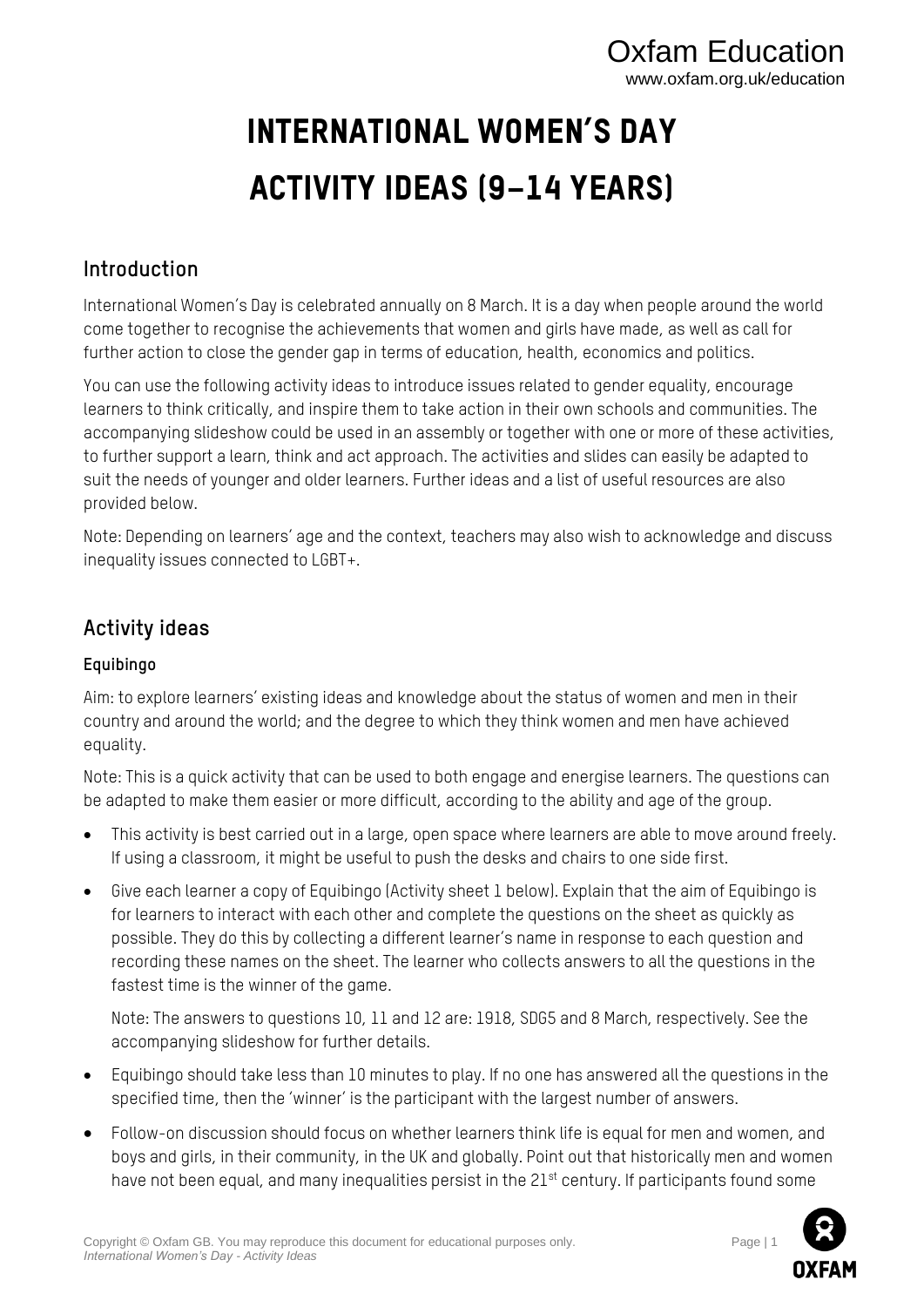# INTERNATIONAL WOMEN'S DAY ACTIVITY IDEAS (9–14 YEARS)

## Introduction

International Women's Day is celebrated annually on 8 March. It is a day when people around the world come together to recognise the achievements that women and girls have made, as well as call for further action to close the gender gap in terms of education, health, economics and politics.

You can use the following activity ideas to introduce issues related to gender equality, encourage learners to think critically, and inspire them to take action in their own schools and communities. The accompanying slideshow could be used in an assembly or together with one or more of these activities, to further support a learn, think and act approach. The activities and slides can easily be adapted to suit the needs of younger and older learners. Further ideas and a list of useful resources are also provided below.

Note: Depending on learners' age and the context, teachers may also wish to acknowledge and discuss inequality issues connected to LGBT+.

## Activity ideas

### Equibingo

Aim: to explore learners' existing ideas and knowledge about the status of women and men in their country and around the world; and the degree to which they think women and men have achieved equality.

Note: This is a quick activity that can be used to both engage and energise learners. The questions can be adapted to make them easier or more difficult, according to the ability and age of the group.

- This activity is best carried out in a large, open space where learners are able to move around freely. If using a classroom, it might be useful to push the desks and chairs to one side first.
- Give each learner a copy of Equibingo (Activity sheet 1 below). Explain that the aim of Equibingo is for learners to interact with each other and complete the questions on the sheet as quickly as possible. They do this by collecting a different learner's name in response to each question and recording these names on the sheet. The learner who collects answers to all the questions in the fastest time is the winner of the game.

  Note: The answers to questions 10, 11 and 12 are: 1918, SDG5 and 8 March, respectively. See the accompanying slideshow for further details.
- Equibingo should take less than 10 minutes to play. If no one has answered all the questions in the specified time, then the 'winner' is the participant with the largest number of answers.
- Follow-on discussion should focus on whether learners think life is equal for men and women, and boys and girls, in their community, in the UK and globally. Point out that historically men and women have not been equal, and many inequalities persist in the 21st century. If participants found some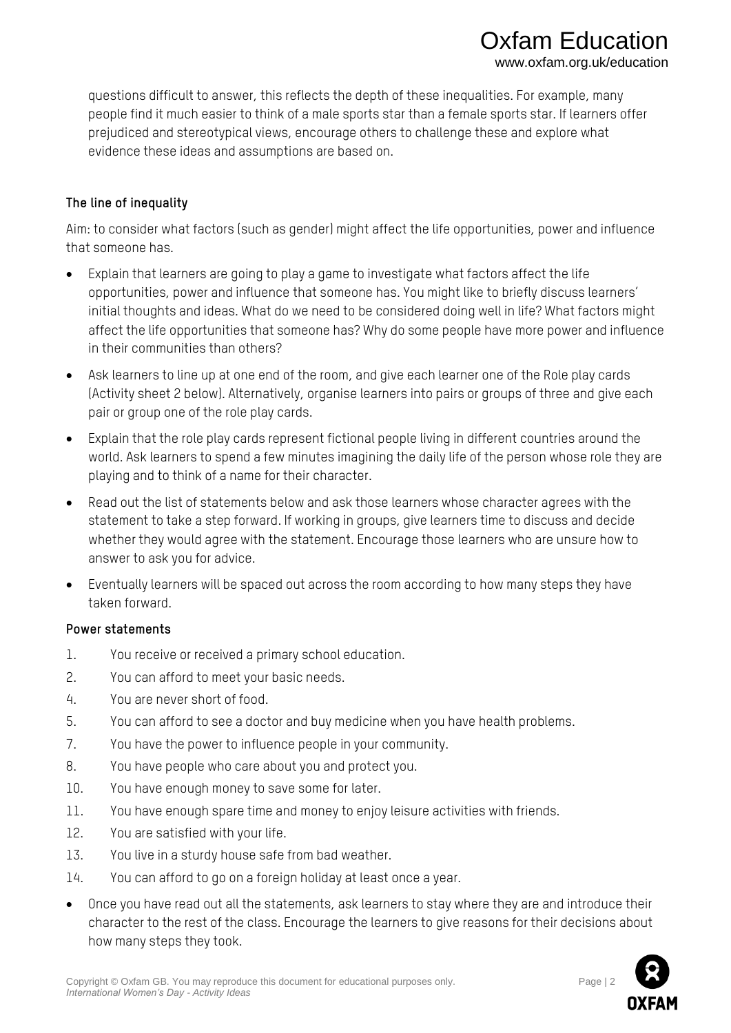questions difficult to answer, this reflects the depth of these inequalities. For example, many people find it much easier to think of a male sports star than a female sports star. If learners offer prejudiced and stereotypical views, encourage others to challenge these and explore what evidence these ideas and assumptions are based on.

**The line of inequality**

Aim: to consider what factors (such as gender) might affect the life opportunities, power and influence that someone has.

- Explain that learners are going to play a game to investigate what factors affect the life opportunities, power and influence that someone has. You might like to briefly discuss learners' initial thoughts and ideas. What do we need to be considered doing well in life? What factors might affect the life opportunities that someone has? Why do some people have more power and influence in their communities than others?
- Ask learners to line up at one end of the room, and give each learner one of the Role play cards (Activity sheet 2 below). Alternatively, organise learners into pairs or groups of three and give each pair or group one of the role play cards.
- Explain that the role play cards represent fictional people living in different countries around the world. Ask learners to spend a few minutes imagining the daily life of the person whose role they are playing and to think of a name for their character.
- Read out the list of statements below and ask those learners whose character agrees with the statement to take a step forward. If working in groups, give learners time to discuss and decide whether they would agree with the statement. Encourage those learners who are unsure how to answer to ask you for advice.
- Eventually learners will be spaced out across the room according to how many steps they have taken forward.

**Power statements**

1. You receive or received a primary school education.
2. You can afford to meet your basic needs.
4. You are never short of food.
5. You can afford to see a doctor and buy medicine when you have health problems.
7. You have the power to influence people in your community.
8. You have people who care about you and protect you.
10. You have enough money to save some for later.
11. You have enough spare time and money to enjoy leisure activities with friends.
12. You are satisfied with your life.
13. You live in a sturdy house safe from bad weather.
14. You can afford to go on a foreign holiday at least once a year.

- Once you have read out all the statements, ask learners to stay where they are and introduce their character to the rest of the class. Encourage the learners to give reasons for their decisions about how many steps they took.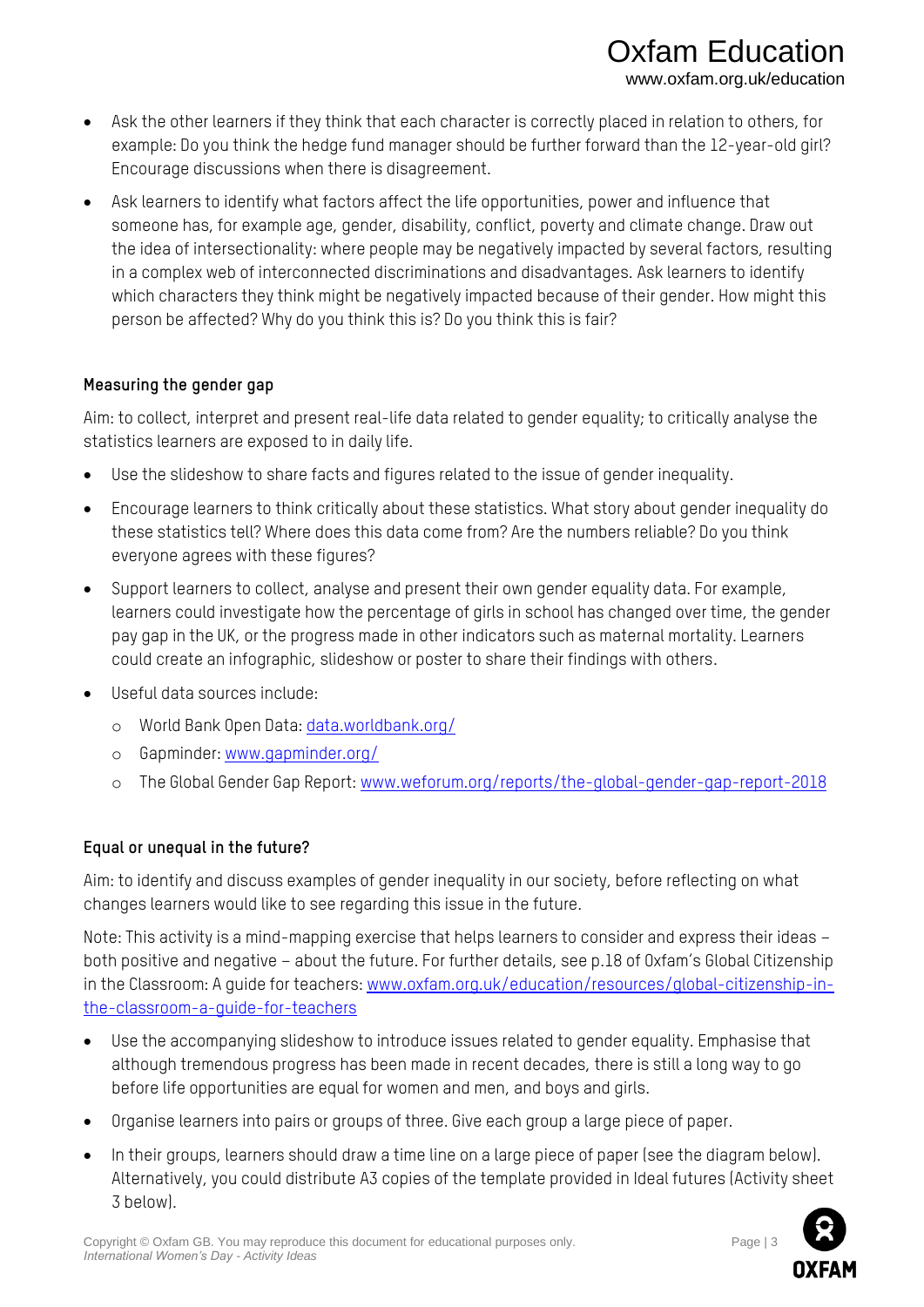- Ask the other learners if they think that each character is correctly placed in relation to others, for example: Do you think the hedge fund manager should be further forward than the 12-year-old girl? Encourage discussions when there is disagreement.
- Ask learners to identify what factors affect the life opportunities, power and influence that someone has, for example age, gender, disability, conflict, poverty and climate change. Draw out the idea of intersectionality: where people may be negatively impacted by several factors, resulting in a complex web of interconnected discriminations and disadvantages. Ask learners to identify which characters they think might be negatively impacted because of their gender. How might this person be affected? Why do you think this is? Do you think this is fair?

**Measuring the gender gap**

Aim: to collect, interpret and present real-life data related to gender equality; to critically analyse the statistics learners are exposed to in daily life.

- Use the slideshow to share facts and figures related to the issue of gender inequality.
- Encourage learners to think critically about these statistics. What story about gender inequality do these statistics tell? Where does this data come from? Are the numbers reliable? Do you think everyone agrees with these figures?
- Support learners to collect, analyse and present their own gender equality data. For example, learners could investigate how the percentage of girls in school has changed over time, the gender pay gap in the UK, or the progress made in other indicators such as maternal mortality. Learners could create an infographic, slideshow or poster to share their findings with others.
- Useful data sources include:
  - World Bank Open Data: [data.worldbank.org/](data.worldbank.org/)
  - Gapminder: [www.gapminder.org/](www.gapminder.org/)
  - The Global Gender Gap Report: [www.weforum.org/reports/the-global-gender-gap-report-2018](www.weforum.org/reports/the-global-gender-gap-report-2018)

**Equal or unequal in the future?**

Aim: to identify and discuss examples of gender inequality in our society, before reflecting on what changes learners would like to see regarding this issue in the future.

Note: This activity is a mind-mapping exercise that helps learners to consider and express their ideas – both positive and negative – about the future. For further details, see p.18 of Oxfam's Global Citizenship in the Classroom: A guide for teachers: [www.oxfam.org.uk/education/resources/global-citizenship-in-the-classroom-a-guide-for-teachers](www.oxfam.org.uk/education/resources/global-citizenship-in-the-classroom-a-guide-for-teachers)

- Use the accompanying slideshow to introduce issues related to gender equality. Emphasise that although tremendous progress has been made in recent decades, there is still a long way to go before life opportunities are equal for women and men, and boys and girls.
- Organise learners into pairs or groups of three. Give each group a large piece of paper.
- In their groups, learners should draw a time line on a large piece of paper (see the diagram below). Alternatively, you could distribute A3 copies of the template provided in Ideal futures (Activity sheet 3 below).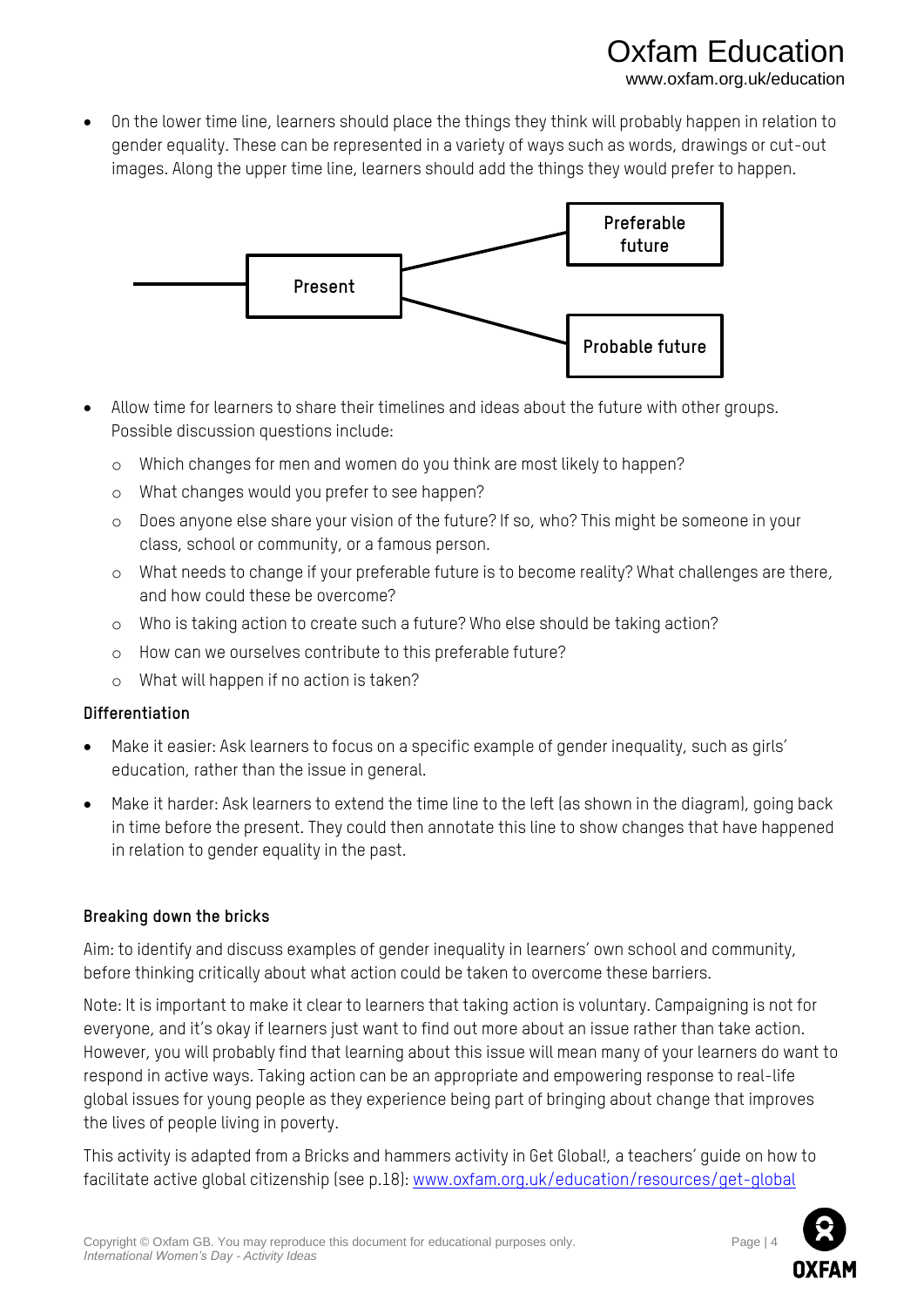- On the lower time line, learners should place the things they think will probably happen in relation to gender equality. These can be represented in a variety of ways such as words, drawings or cut-out images. Along the upper time line, learners should add the things they would prefer to happen.

Present

Preferable future

Probable future

- Allow time for learners to share their timelines and ideas about the future with other groups. Possible discussion questions include:
  - Which changes for men and women do you think are most likely to happen?
  - What changes would you prefer to see happen?
  - Does anyone else share your vision of the future? If so, who? This might be someone in your class, school or community, or a famous person.
  - What needs to change if your preferable future is to become reality? What challenges are there, and how could these be overcome?
  - Who is taking action to create such a future? Who else should be taking action?
  - How can we ourselves contribute to this preferable future?
  - What will happen if no action is taken?

**Differentiation**

- Make it easier: Ask learners to focus on a specific example of gender inequality, such as girls' education, rather than the issue in general.
- Make it harder: Ask learners to extend the time line to the left (as shown in the diagram), going back in time before the present. They could then annotate this line to show changes that have happened in relation to gender equality in the past.

**Breaking down the bricks**

Aim: to identify and discuss examples of gender inequality in learners' own school and community, before thinking critically about what action could be taken to overcome these barriers.

Note: It is important to make it clear to learners that taking action is voluntary. Campaigning is not for everyone, and it's okay if learners just want to find out more about an issue rather than take action. However, you will probably find that learning about this issue will mean many of your learners do want to respond in active ways. Taking action can be an appropriate and empowering response to real-life global issues for young people as they experience being part of bringing about change that improves the lives of people living in poverty.

This activity is adapted from a Bricks and hammers activity in Get Global!, a teachers' guide on how to facilitate active global citizenship (see p.18): www.oxfam.org.uk/education/resources/get-global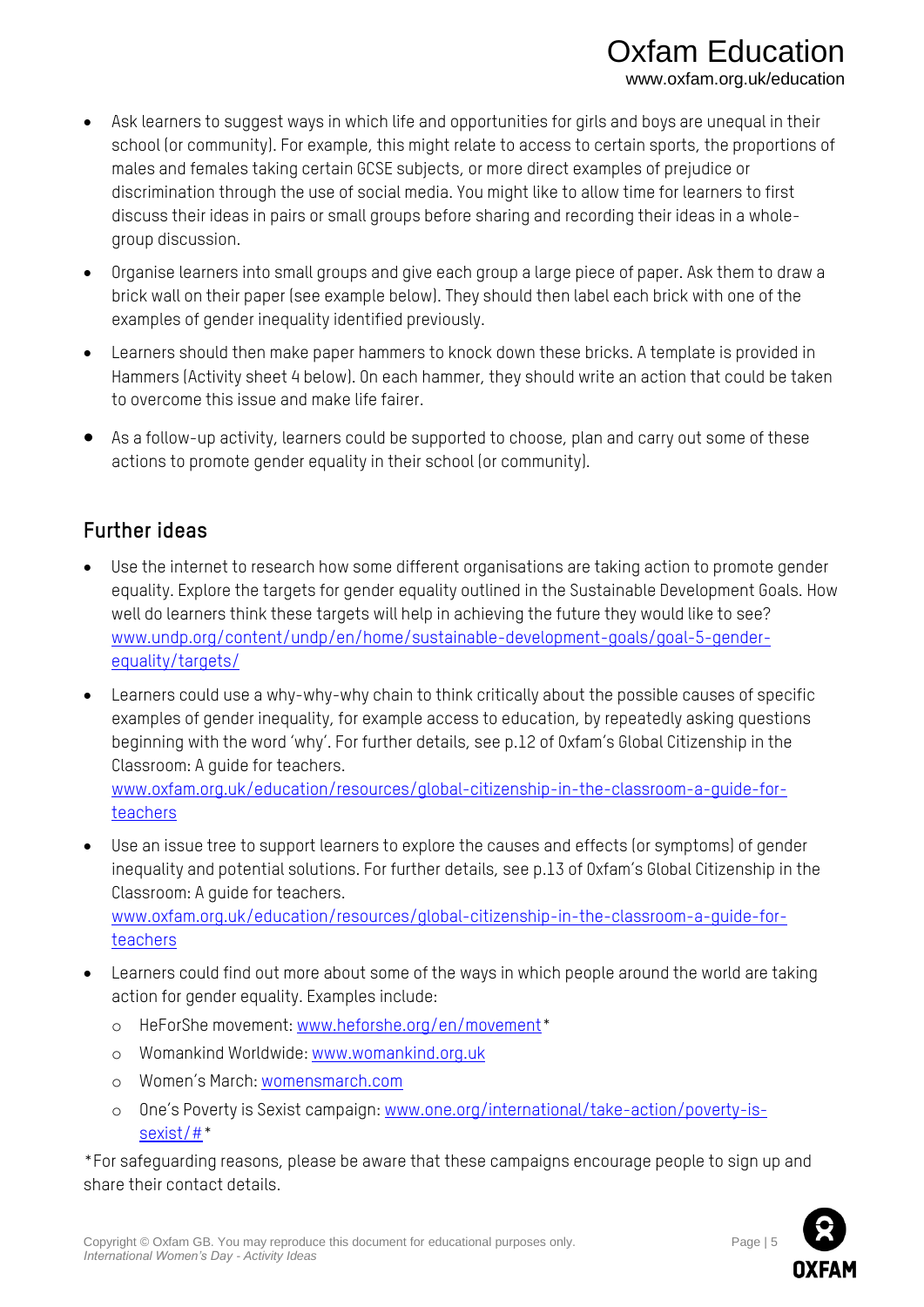- Ask learners to suggest ways in which life and opportunities for girls and boys are unequal in their school (or community). For example, this might relate to access to certain sports, the proportions of males and females taking certain GCSE subjects, or more direct examples of prejudice or discrimination through the use of social media. You might like to allow time for learners to first discuss their ideas in pairs or small groups before sharing and recording their ideas in a whole-group discussion.
- Organise learners into small groups and give each group a large piece of paper. Ask them to draw a brick wall on their paper (see example below). They should then label each brick with one of the examples of gender inequality identified previously.
- Learners should then make paper hammers to knock down these bricks. A template is provided in Hammers (Activity sheet 4 below). On each hammer, they should write an action that could be taken to overcome this issue and make life fairer.
- As a follow-up activity, learners could be supported to choose, plan and carry out some of these actions to promote gender equality in their school (or community).

## Further ideas

- Use the internet to research how some different organisations are taking action to promote gender equality. Explore the targets for gender equality outlined in the Sustainable Development Goals. How well do learners think these targets will help in achieving the future they would like to see? www.undp.org/content/undp/en/home/sustainable-development-goals/goal-5-gender-equality/targets/
- Learners could use a why-why-why chain to think critically about the possible causes of specific examples of gender inequality, for example access to education, by repeatedly asking questions beginning with the word 'why'. For further details, see p.12 of Oxfam's Global Citizenship in the Classroom: A guide for teachers. www.oxfam.org.uk/education/resources/global-citizenship-in-the-classroom-a-guide-for-teachers
- Use an issue tree to support learners to explore the causes and effects (or symptoms) of gender inequality and potential solutions. For further details, see p.13 of Oxfam's Global Citizenship in the Classroom: A guide for teachers. www.oxfam.org.uk/education/resources/global-citizenship-in-the-classroom-a-guide-for-teachers
- Learners could find out more about some of the ways in which people around the world are taking action for gender equality. Examples include:
  - HeForShe movement: www.heforshe.org/en/movement*
  - Womankind Worldwide: www.womankind.org.uk
  - Women's March: womensmarch.com
  - One's Poverty is Sexist campaign: www.one.org/international/take-action/poverty-is-sexist/#*

*For safeguarding reasons, please be aware that these campaigns encourage people to sign up and share their contact details.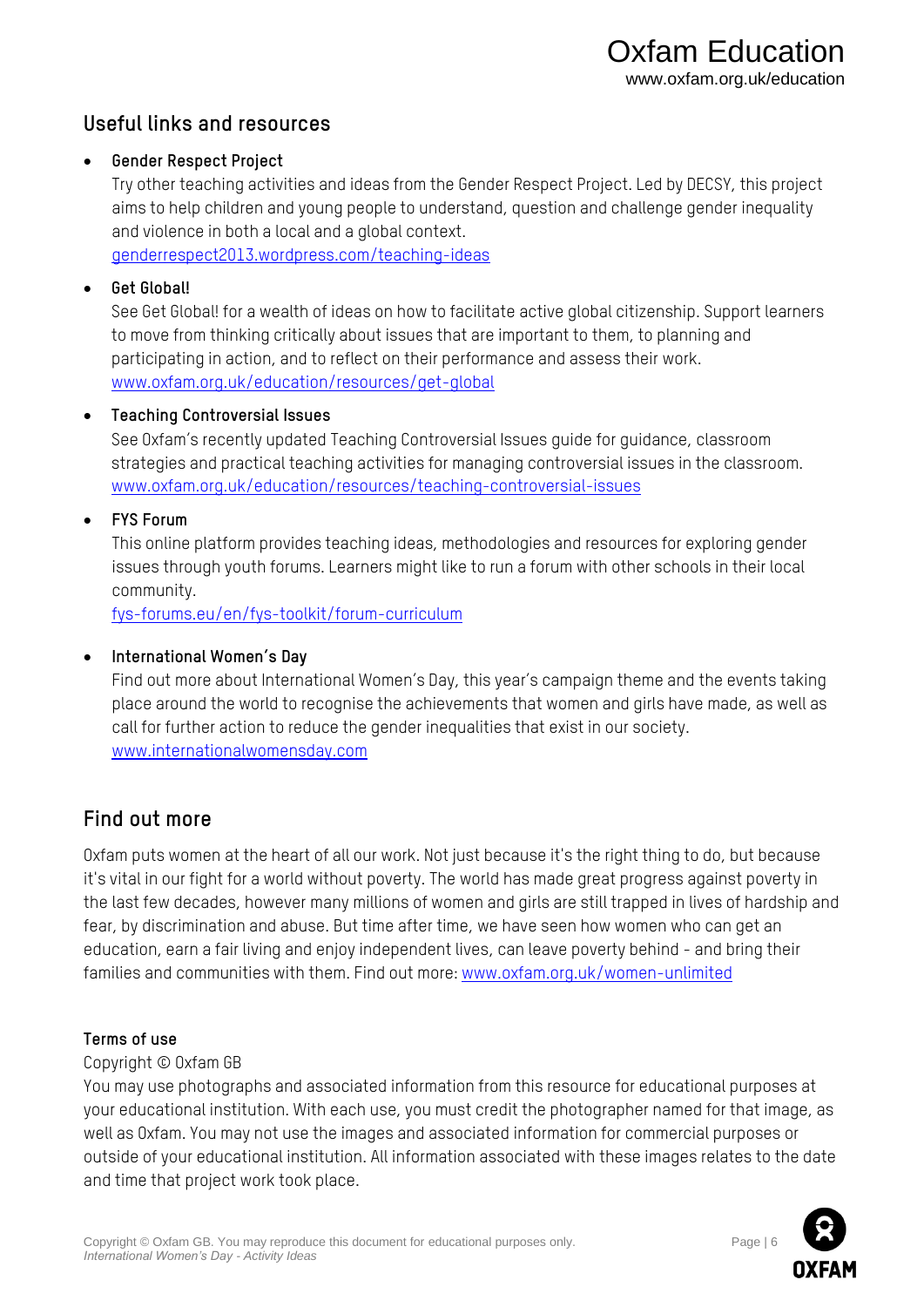## Useful links and resources

- **Gender Respect Project**
  Try other teaching activities and ideas from the Gender Respect Project. Led by DECSY, this project aims to help children and young people to understand, question and challenge gender inequality and violence in both a local and a global context.
  [genderrespect2013.wordpress.com/teaching-ideas](genderrespect2013.wordpress.com/teaching-ideas)

- **Get Global!**
  See Get Global! for a wealth of ideas on how to facilitate active global citizenship. Support learners to move from thinking critically about issues that are important to them, to planning and participating in action, and to reflect on their performance and assess their work.
  [www.oxfam.org.uk/education/resources/get-global](www.oxfam.org.uk/education/resources/get-global)

- **Teaching Controversial Issues**
  See Oxfam's recently updated Teaching Controversial Issues guide for guidance, classroom strategies and practical teaching activities for managing controversial issues in the classroom.
  [www.oxfam.org.uk/education/resources/teaching-controversial-issues](www.oxfam.org.uk/education/resources/teaching-controversial-issues)

- **FYS Forum**
  This online platform provides teaching ideas, methodologies and resources for exploring gender issues through youth forums. Learners might like to run a forum with other schools in their local community.
  [fys-forums.eu/en/fys-toolkit/forum-curriculum](fys-forums.eu/en/fys-toolkit/forum-curriculum)

- **International Women's Day**
  Find out more about International Women's Day, this year's campaign theme and the events taking place around the world to recognise the achievements that women and girls have made, as well as call for further action to reduce the gender inequalities that exist in our society.
  [www.internationalwomensday.com](www.internationalwomensday.com)

## Find out more

Oxfam puts women at the heart of all our work. Not just because it's the right thing to do, but because it's vital in our fight for a world without poverty. The world has made great progress against poverty in the last few decades, however many millions of women and girls are still trapped in lives of hardship and fear, by discrimination and abuse. But time after time, we have seen how women who can get an education, earn a fair living and enjoy independent lives, can leave poverty behind - and bring their families and communities with them. Find out more: [www.oxfam.org.uk/women-unlimited](www.oxfam.org.uk/women-unlimited)

#### Terms of use

Copyright © Oxfam GB

You may use photographs and associated information from this resource for educational purposes at your educational institution. With each use, you must credit the photographer named for that image, as well as Oxfam. You may not use the images and associated information for commercial purposes or outside of your educational institution. All information associated with these images relates to the date and time that project work took place.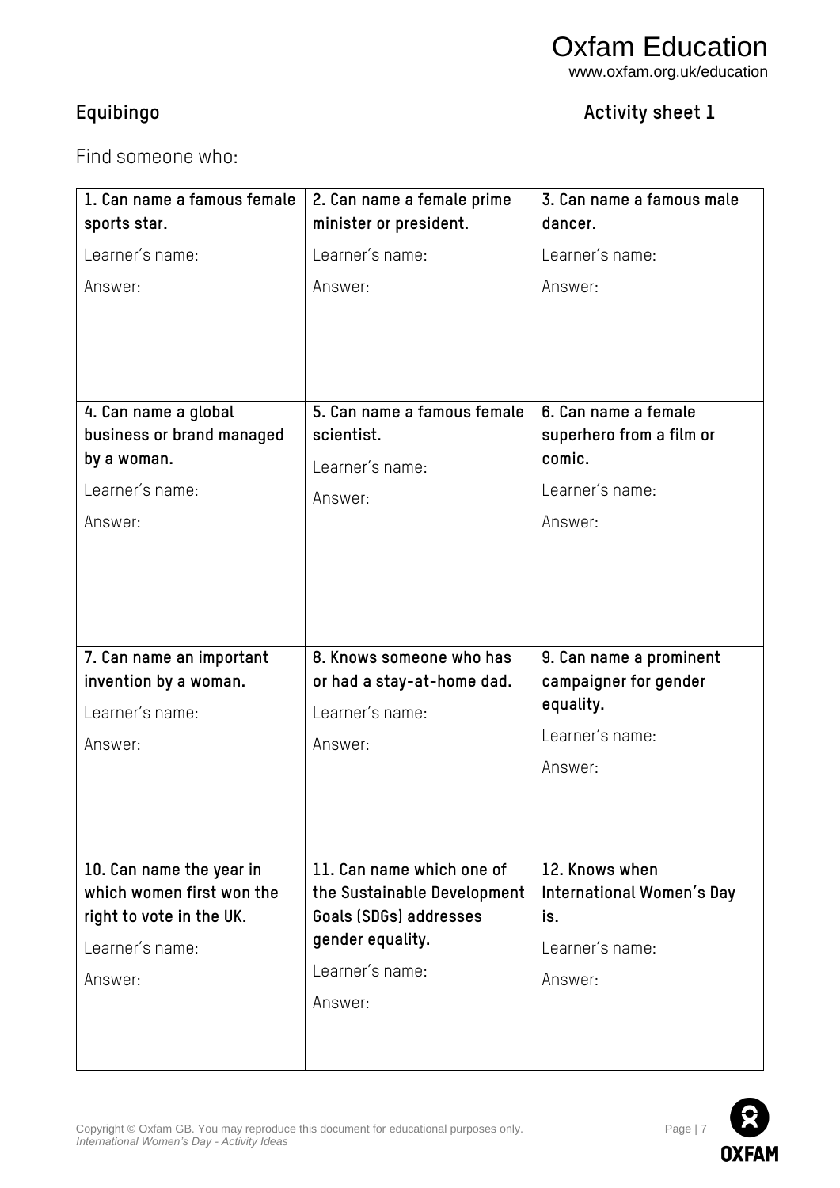**Equibingo** **Activity sheet 1**

Find someone who:

| | | |
|---|---|---|
| **1. Can name a famous female sports star.**<br>Learner's name:<br>Answer: | **2. Can name a female prime minister or president.**<br>Learner's name:<br>Answer: | **3. Can name a famous male dancer.**<br>Learner's name:<br>Answer: |
| **4. Can name a global business or brand managed by a woman.**<br>Learner's name:<br>Answer: | **5. Can name a famous female scientist.**<br>Learner's name:<br>Answer: | **6. Can name a female superhero from a film or comic.**<br>Learner's name:<br>Answer: |
| **7. Can name an important invention by a woman.**<br>Learner's name:<br>Answer: | **8. Knows someone who has or had a stay-at-home dad.**<br>Learner's name:<br>Answer: | **9. Can name a prominent campaigner for gender equality.**<br>Learner's name:<br>Answer: |
| **10. Can name the year in which women first won the right to vote in the UK.**<br>Learner's name:<br>Answer: | **11. Can name which one of the Sustainable Development Goals (SDGs) addresses gender equality.**<br>Learner's name:<br>Answer: | **12. Knows when International Women's Day is.**<br>Learner's name:<br>Answer: |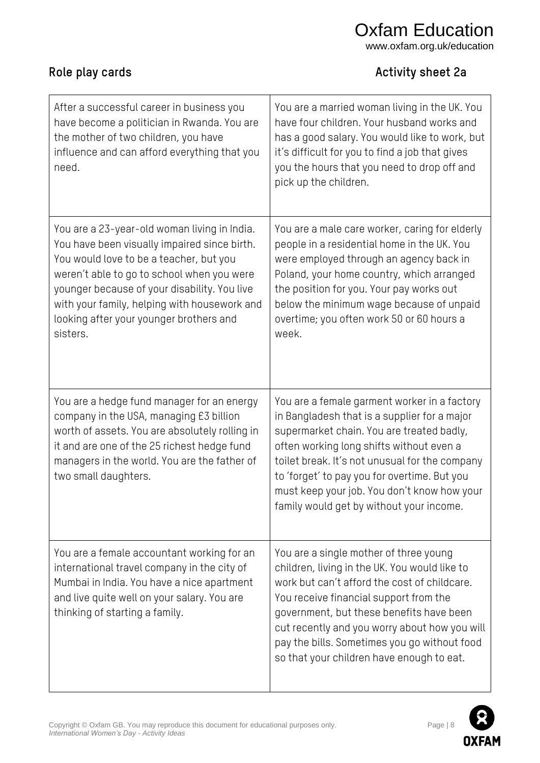## Role play cards

**Activity sheet 2a**

| | |
|---|---|
| After a successful career in business you have become a politician in Rwanda. You are the mother of two children, you have influence and can afford everything that you need. | You are a married woman living in the UK. You have four children. Your husband works and has a good salary. You would like to work, but it's difficult for you to find a job that gives you the hours that you need to drop off and pick up the children. |
| You are a 23-year-old woman living in India. You have been visually impaired since birth. You would love to be a teacher, but you weren't able to go to school when you were younger because of your disability. You live with your family, helping with housework and looking after your younger brothers and sisters. | You are a male care worker, caring for elderly people in a residential home in the UK. You were employed through an agency back in Poland, your home country, which arranged the position for you. Your pay works out below the minimum wage because of unpaid overtime; you often work 50 or 60 hours a week. |
| You are a hedge fund manager for an energy company in the USA, managing £3 billion worth of assets. You are absolutely rolling in it and are one of the 25 richest hedge fund managers in the world. You are the father of two small daughters. | You are a female garment worker in a factory in Bangladesh that is a supplier for a major supermarket chain. You are treated badly, often working long shifts without even a toilet break. It's not unusual for the company to 'forget' to pay you for overtime. But you must keep your job. You don't know how your family would get by without your income. |
| You are a female accountant working for an international travel company in the city of Mumbai in India. You have a nice apartment and live quite well on your salary. You are thinking of starting a family. | You are a single mother of three young children, living in the UK. You would like to work but can't afford the cost of childcare. You receive financial support from the government, but these benefits have been cut recently and you worry about how you will pay the bills. Sometimes you go without food so that your children have enough to eat. |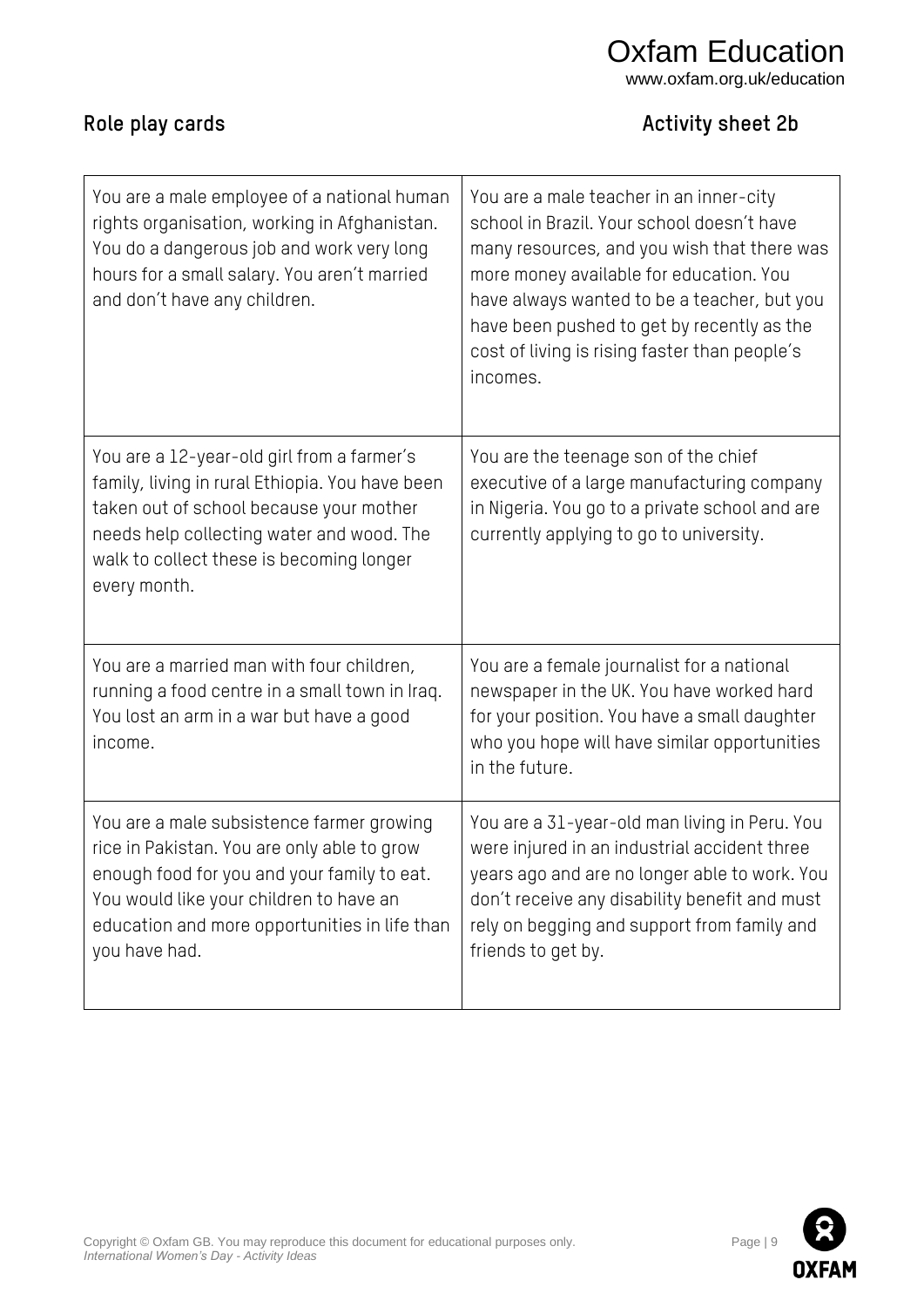## Role play cards

**Activity sheet 2b**

| | |
|---|---|
| You are a male employee of a national human rights organisation, working in Afghanistan. You do a dangerous job and work very long hours for a small salary. You aren't married and don't have any children. | You are a male teacher in an inner-city school in Brazil. Your school doesn't have many resources, and you wish that there was more money available for education. You have always wanted to be a teacher, but you have been pushed to get by recently as the cost of living is rising faster than people's incomes. |
| You are a 12-year-old girl from a farmer's family, living in rural Ethiopia. You have been taken out of school because your mother needs help collecting water and wood. The walk to collect these is becoming longer every month. | You are the teenage son of the chief executive of a large manufacturing company in Nigeria. You go to a private school and are currently applying to go to university. |
| You are a married man with four children, running a food centre in a small town in Iraq. You lost an arm in a war but have a good income. | You are a female journalist for a national newspaper in the UK. You have worked hard for your position. You have a small daughter who you hope will have similar opportunities in the future. |
| You are a male subsistence farmer growing rice in Pakistan. You are only able to grow enough food for you and your family to eat. You would like your children to have an education and more opportunities in life than you have had. | You are a 31-year-old man living in Peru. You were injured in an industrial accident three years ago and are no longer able to work. You don't receive any disability benefit and must rely on begging and support from family and friends to get by. |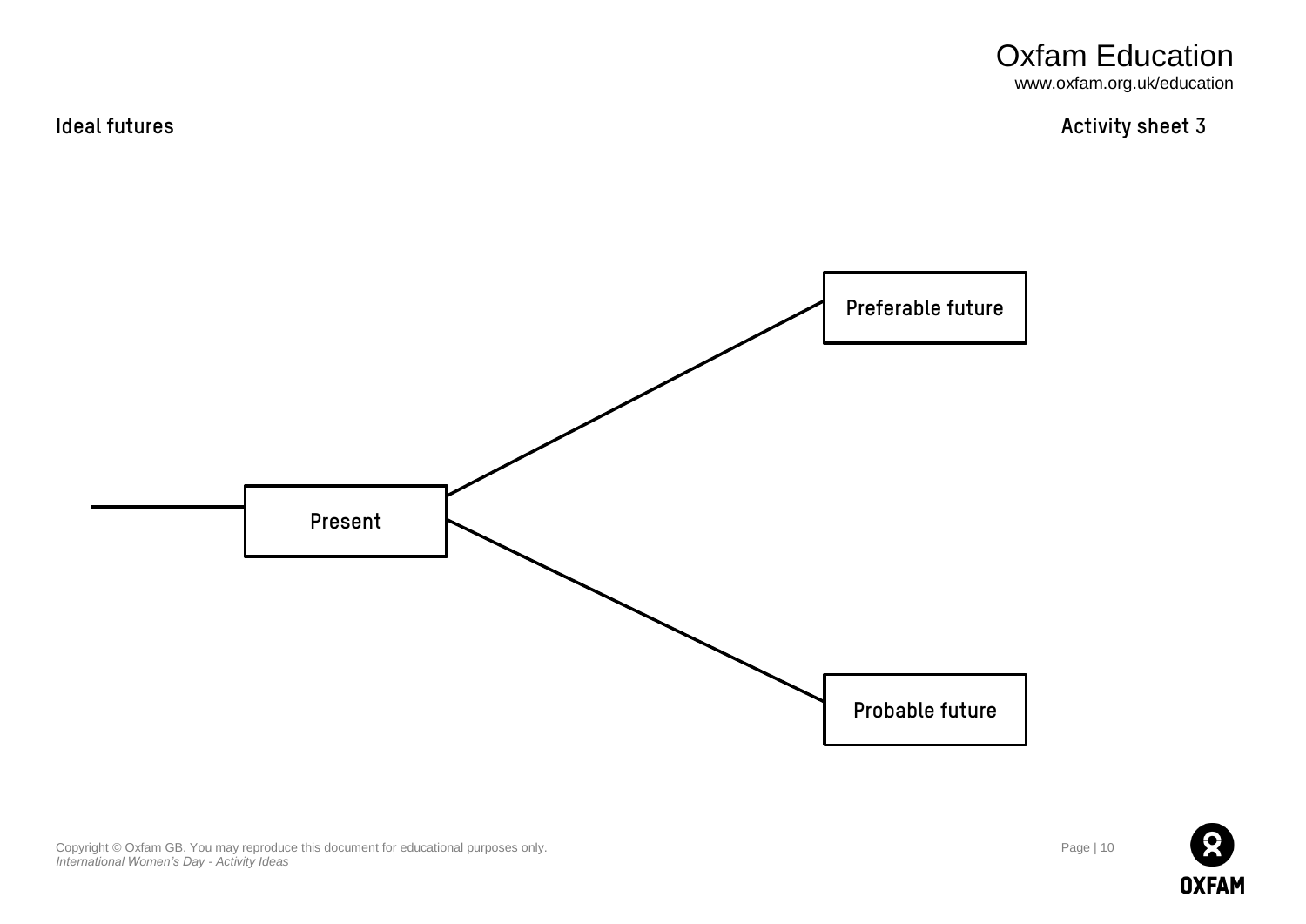## Ideal futures

**Activity sheet 3**

Preferable future

Present

Probable future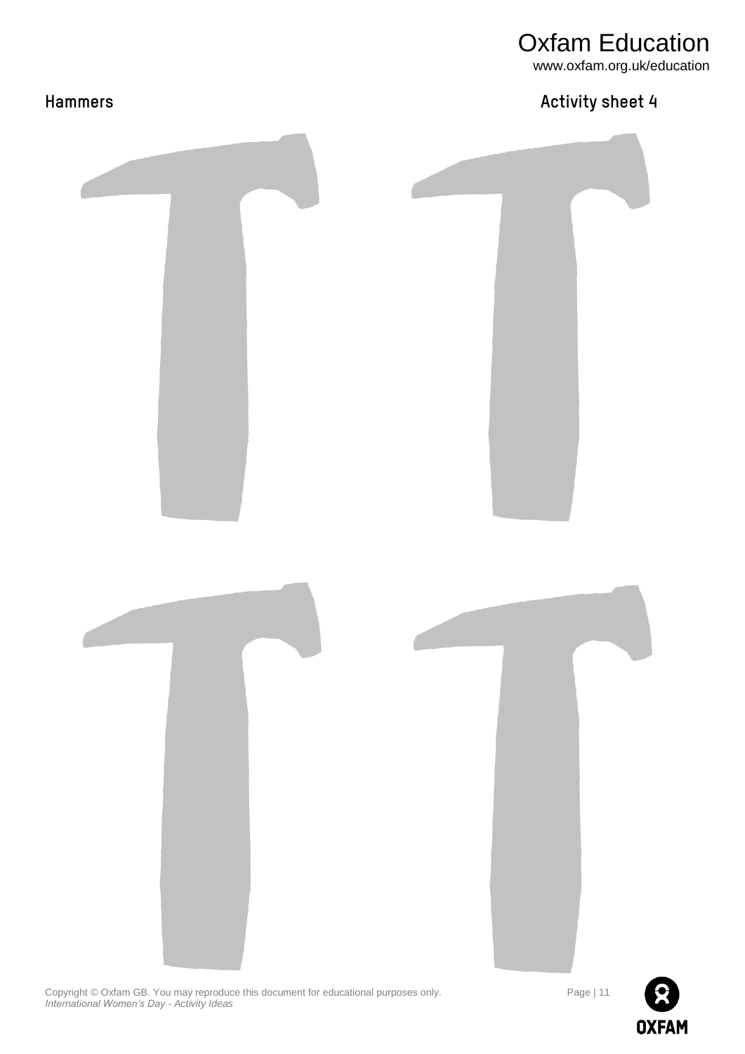## Hammers

## Activity sheet 4